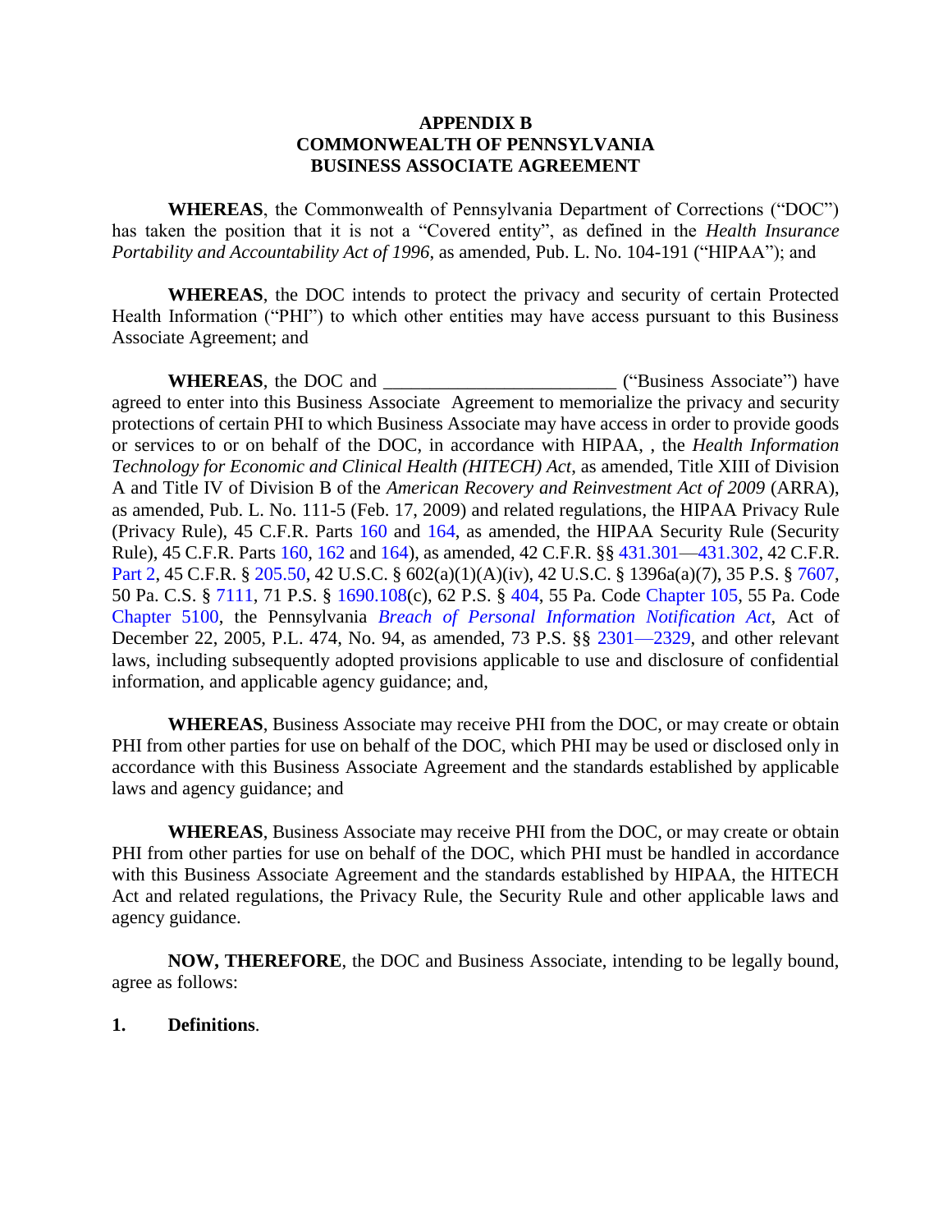# APPENDIX B
# COMMONWEALTH OF PENNSYLVANIA
# BUSINESS ASSOCIATE AGREEMENT

**WHEREAS**, the Commonwealth of Pennsylvania Department of Corrections ("DOC") has taken the position that it is not a "Covered entity", as defined in the *Health Insurance Portability and Accountability Act of 1996*, as amended, Pub. L. No. 104-191 ("HIPAA"); and

**WHEREAS**, the DOC intends to protect the privacy and security of certain Protected Health Information ("PHI") to which other entities may have access pursuant to this Business Associate Agreement; and

**WHEREAS**, the DOC and ________________________ ("Business Associate") have agreed to enter into this Business Associate Agreement to memorialize the privacy and security protections of certain PHI to which Business Associate may have access in order to provide goods or services to or on behalf of the DOC, in accordance with HIPAA, , the *Health Information Technology for Economic and Clinical Health (HITECH) Act*, as amended, Title XIII of Division A and Title IV of Division B of the *American Recovery and Reinvestment Act of 2009* (ARRA), as amended, Pub. L. No. 111-5 (Feb. 17, 2009) and related regulations, the HIPAA Privacy Rule (Privacy Rule), 45 C.F.R. Parts 160 and 164, as amended, the HIPAA Security Rule (Security Rule), 45 C.F.R. Parts 160, 162 and 164), as amended, 42 C.F.R. §§ 431.301—431.302, 42 C.F.R. Part 2, 45 C.F.R. § 205.50, 42 U.S.C. § 602(a)(1)(A)(iv), 42 U.S.C. § 1396a(a)(7), 35 P.S. § 7607, 50 Pa. C.S. § 7111, 71 P.S. § 1690.108(c), 62 P.S. § 404, 55 Pa. Code Chapter 105, 55 Pa. Code Chapter 5100, the Pennsylvania *Breach of Personal Information Notification Act*, Act of December 22, 2005, P.L. 474, No. 94, as amended, 73 P.S. §§ 2301—2329, and other relevant laws, including subsequently adopted provisions applicable to use and disclosure of confidential information, and applicable agency guidance; and,

**WHEREAS**, Business Associate may receive PHI from the DOC, or may create or obtain PHI from other parties for use on behalf of the DOC, which PHI may be used or disclosed only in accordance with this Business Associate Agreement and the standards established by applicable laws and agency guidance; and

**WHEREAS**, Business Associate may receive PHI from the DOC, or may create or obtain PHI from other parties for use on behalf of the DOC, which PHI must be handled in accordance with this Business Associate Agreement and the standards established by HIPAA, the HITECH Act and related regulations, the Privacy Rule, the Security Rule and other applicable laws and agency guidance.

**NOW, THEREFORE**, the DOC and Business Associate, intending to be legally bound, agree as follows:

**1. Definitions**.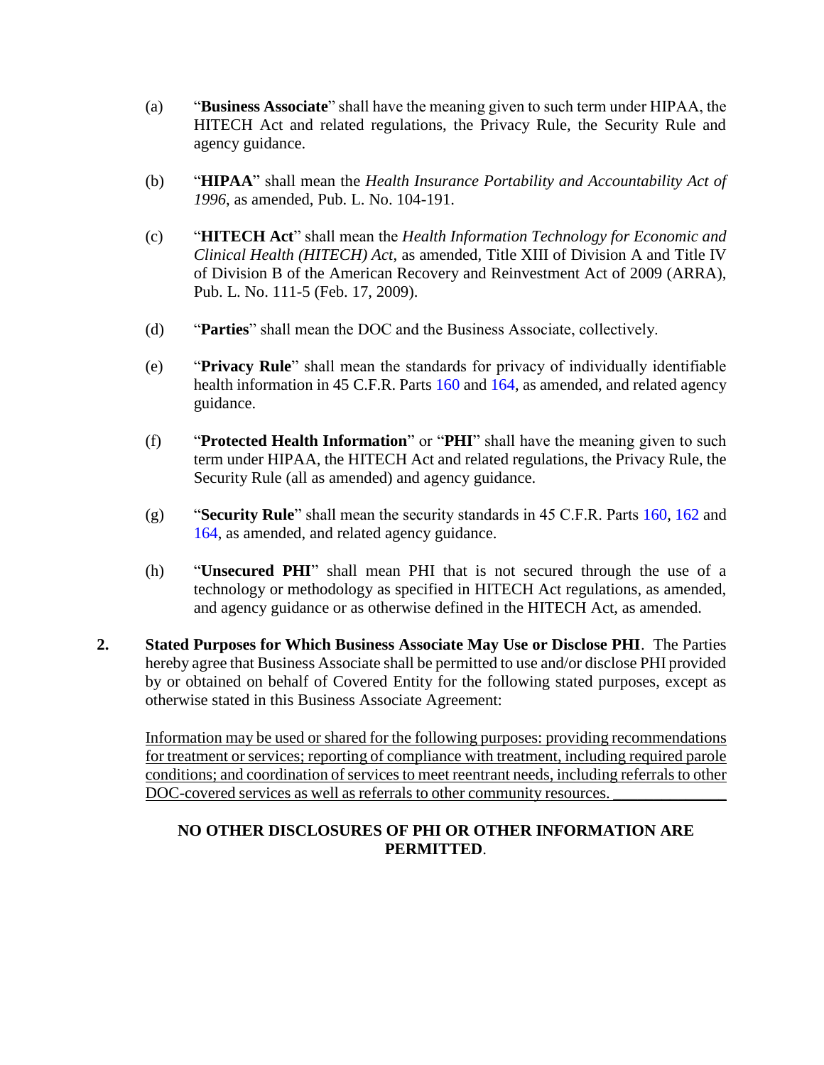(a) "**Business Associate**" shall have the meaning given to such term under HIPAA, the HITECH Act and related regulations, the Privacy Rule, the Security Rule and agency guidance.

(b) "**HIPAA**" shall mean the *Health Insurance Portability and Accountability Act of 1996*, as amended, Pub. L. No. 104-191.

(c) "**HITECH Act**" shall mean the *Health Information Technology for Economic and Clinical Health (HITECH) Act*, as amended, Title XIII of Division A and Title IV of Division B of the American Recovery and Reinvestment Act of 2009 (ARRA), Pub. L. No. 111-5 (Feb. 17, 2009).

(d) "**Parties**" shall mean the DOC and the Business Associate, collectively.

(e) "**Privacy Rule**" shall mean the standards for privacy of individually identifiable health information in 45 C.F.R. Parts 160 and 164, as amended, and related agency guidance.

(f) "**Protected Health Information**" or "**PHI**" shall have the meaning given to such term under HIPAA, the HITECH Act and related regulations, the Privacy Rule, the Security Rule (all as amended) and agency guidance.

(g) "**Security Rule**" shall mean the security standards in 45 C.F.R. Parts 160, 162 and 164, as amended, and related agency guidance.

(h) "**Unsecured PHI**" shall mean PHI that is not secured through the use of a technology or methodology as specified in HITECH Act regulations, as amended, and agency guidance or as otherwise defined in the HITECH Act, as amended.

**2. Stated Purposes for Which Business Associate May Use or Disclose PHI**. The Parties hereby agree that Business Associate shall be permitted to use and/or disclose PHI provided by or obtained on behalf of Covered Entity for the following stated purposes, except as otherwise stated in this Business Associate Agreement:

Information may be used or shared for the following purposes: providing recommendations for treatment or services; reporting of compliance with treatment, including required parole conditions; and coordination of services to meet reentrant needs, including referrals to other DOC-covered services as well as referrals to other community resources. ______________

**NO OTHER DISCLOSURES OF PHI OR OTHER INFORMATION ARE PERMITTED**.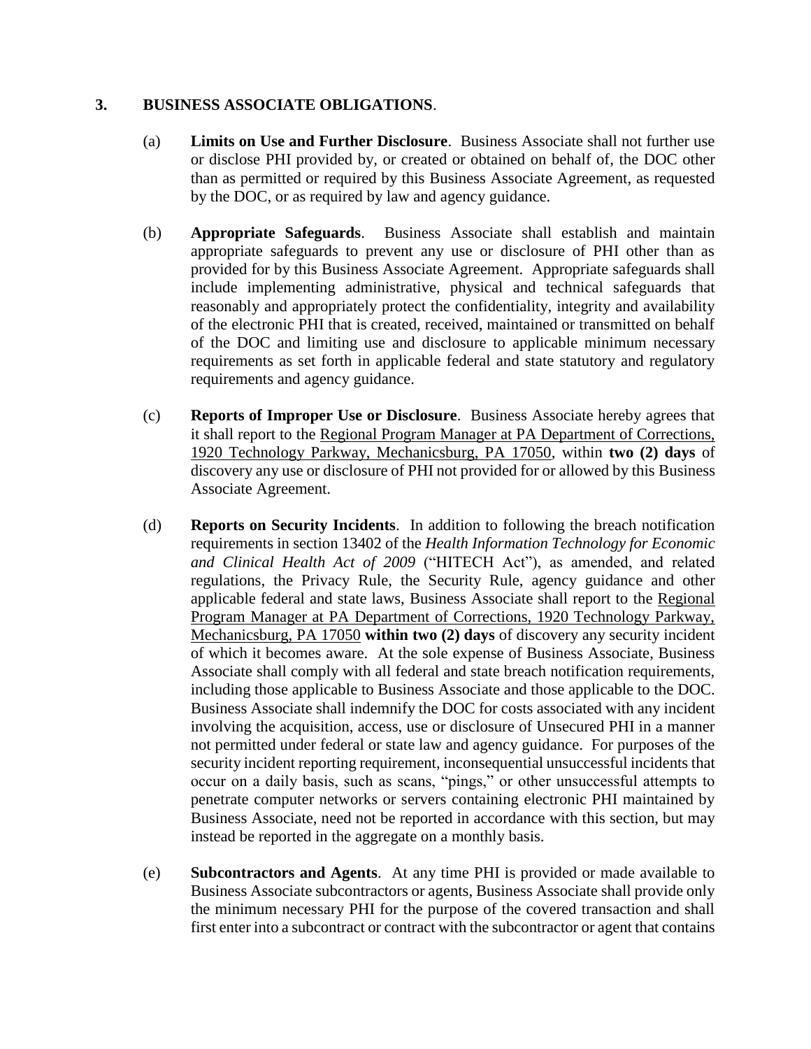**3. BUSINESS ASSOCIATE OBLIGATIONS**.

(a) **Limits on Use and Further Disclosure**. Business Associate shall not further use or disclose PHI provided by, or created or obtained on behalf of, the DOC other than as permitted or required by this Business Associate Agreement, as requested by the DOC, or as required by law and agency guidance.

(b) **Appropriate Safeguards**. Business Associate shall establish and maintain appropriate safeguards to prevent any use or disclosure of PHI other than as provided for by this Business Associate Agreement. Appropriate safeguards shall include implementing administrative, physical and technical safeguards that reasonably and appropriately protect the confidentiality, integrity and availability of the electronic PHI that is created, received, maintained or transmitted on behalf of the DOC and limiting use and disclosure to applicable minimum necessary requirements as set forth in applicable federal and state statutory and regulatory requirements and agency guidance.

(c) **Reports of Improper Use or Disclosure**. Business Associate hereby agrees that it shall report to the Regional Program Manager at PA Department of Corrections, 1920 Technology Parkway, Mechanicsburg, PA 17050, within **two (2) days** of discovery any use or disclosure of PHI not provided for or allowed by this Business Associate Agreement.

(d) **Reports on Security Incidents**. In addition to following the breach notification requirements in section 13402 of the *Health Information Technology for Economic and Clinical Health Act of 2009* ("HITECH Act"), as amended, and related regulations, the Privacy Rule, the Security Rule, agency guidance and other applicable federal and state laws, Business Associate shall report to the Regional Program Manager at PA Department of Corrections, 1920 Technology Parkway, Mechanicsburg, PA 17050 **within two (2) days** of discovery any security incident of which it becomes aware. At the sole expense of Business Associate, Business Associate shall comply with all federal and state breach notification requirements, including those applicable to Business Associate and those applicable to the DOC. Business Associate shall indemnify the DOC for costs associated with any incident involving the acquisition, access, use or disclosure of Unsecured PHI in a manner not permitted under federal or state law and agency guidance. For purposes of the security incident reporting requirement, inconsequential unsuccessful incidents that occur on a daily basis, such as scans, "pings," or other unsuccessful attempts to penetrate computer networks or servers containing electronic PHI maintained by Business Associate, need not be reported in accordance with this section, but may instead be reported in the aggregate on a monthly basis.

(e) **Subcontractors and Agents**. At any time PHI is provided or made available to Business Associate subcontractors or agents, Business Associate shall provide only the minimum necessary PHI for the purpose of the covered transaction and shall first enter into a subcontract or contract with the subcontractor or agent that contains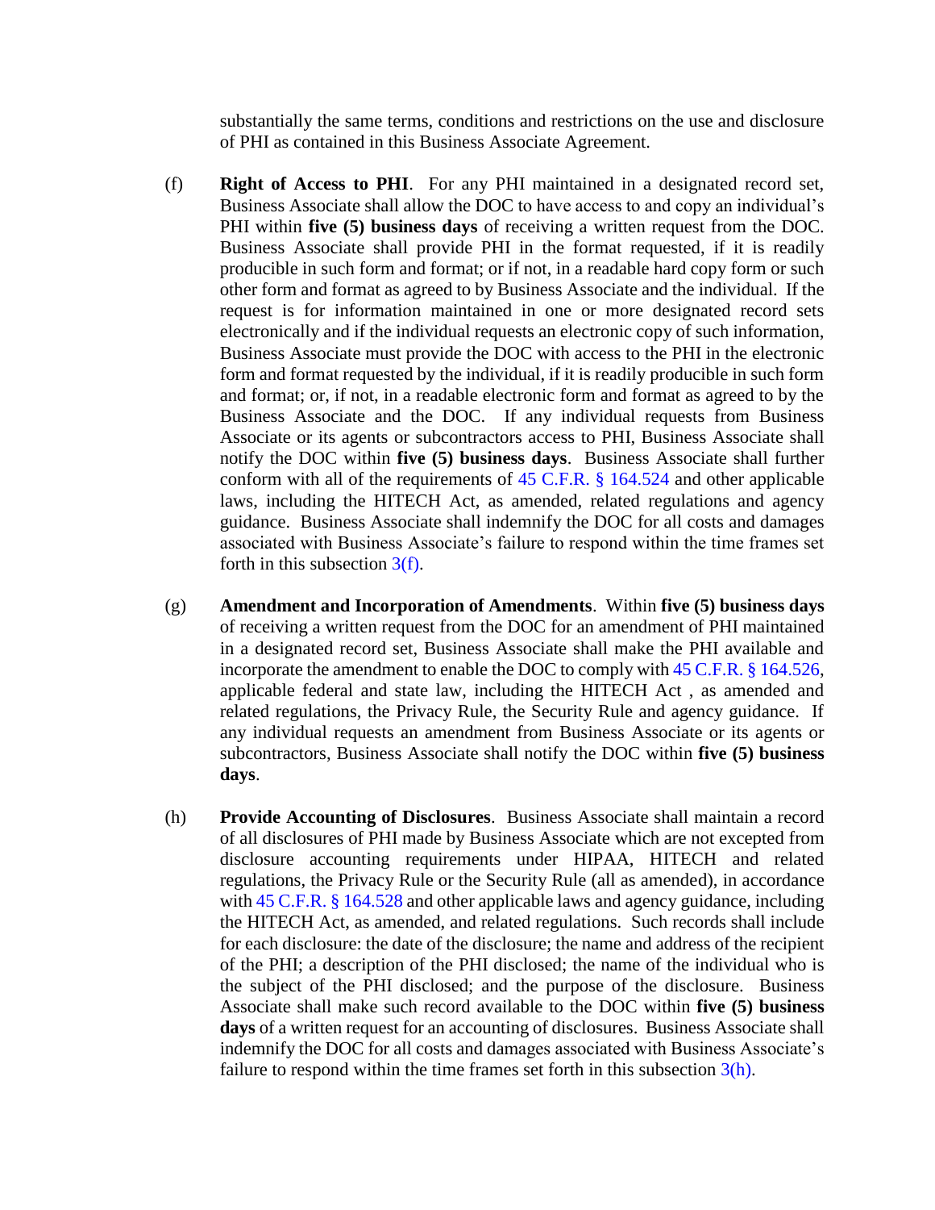substantially the same terms, conditions and restrictions on the use and disclosure of PHI as contained in this Business Associate Agreement.

(f) **Right of Access to PHI**. For any PHI maintained in a designated record set, Business Associate shall allow the DOC to have access to and copy an individual's PHI within **five (5) business days** of receiving a written request from the DOC. Business Associate shall provide PHI in the format requested, if it is readily producible in such form and format; or if not, in a readable hard copy form or such other form and format as agreed to by Business Associate and the individual. If the request is for information maintained in one or more designated record sets electronically and if the individual requests an electronic copy of such information, Business Associate must provide the DOC with access to the PHI in the electronic form and format requested by the individual, if it is readily producible in such form and format; or, if not, in a readable electronic form and format as agreed to by the Business Associate and the DOC. If any individual requests from Business Associate or its agents or subcontractors access to PHI, Business Associate shall notify the DOC within **five (5) business days**. Business Associate shall further conform with all of the requirements of 45 C.F.R. § 164.524 and other applicable laws, including the HITECH Act, as amended, related regulations and agency guidance. Business Associate shall indemnify the DOC for all costs and damages associated with Business Associate's failure to respond within the time frames set forth in this subsection 3(f).

(g) **Amendment and Incorporation of Amendments**. Within **five (5) business days** of receiving a written request from the DOC for an amendment of PHI maintained in a designated record set, Business Associate shall make the PHI available and incorporate the amendment to enable the DOC to comply with 45 C.F.R. § 164.526, applicable federal and state law, including the HITECH Act , as amended and related regulations, the Privacy Rule, the Security Rule and agency guidance. If any individual requests an amendment from Business Associate or its agents or subcontractors, Business Associate shall notify the DOC within **five (5) business days**.

(h) **Provide Accounting of Disclosures**. Business Associate shall maintain a record of all disclosures of PHI made by Business Associate which are not excepted from disclosure accounting requirements under HIPAA, HITECH and related regulations, the Privacy Rule or the Security Rule (all as amended), in accordance with 45 C.F.R. § 164.528 and other applicable laws and agency guidance, including the HITECH Act, as amended, and related regulations. Such records shall include for each disclosure: the date of the disclosure; the name and address of the recipient of the PHI; a description of the PHI disclosed; the name of the individual who is the subject of the PHI disclosed; and the purpose of the disclosure. Business Associate shall make such record available to the DOC within **five (5) business days** of a written request for an accounting of disclosures. Business Associate shall indemnify the DOC for all costs and damages associated with Business Associate's failure to respond within the time frames set forth in this subsection 3(h).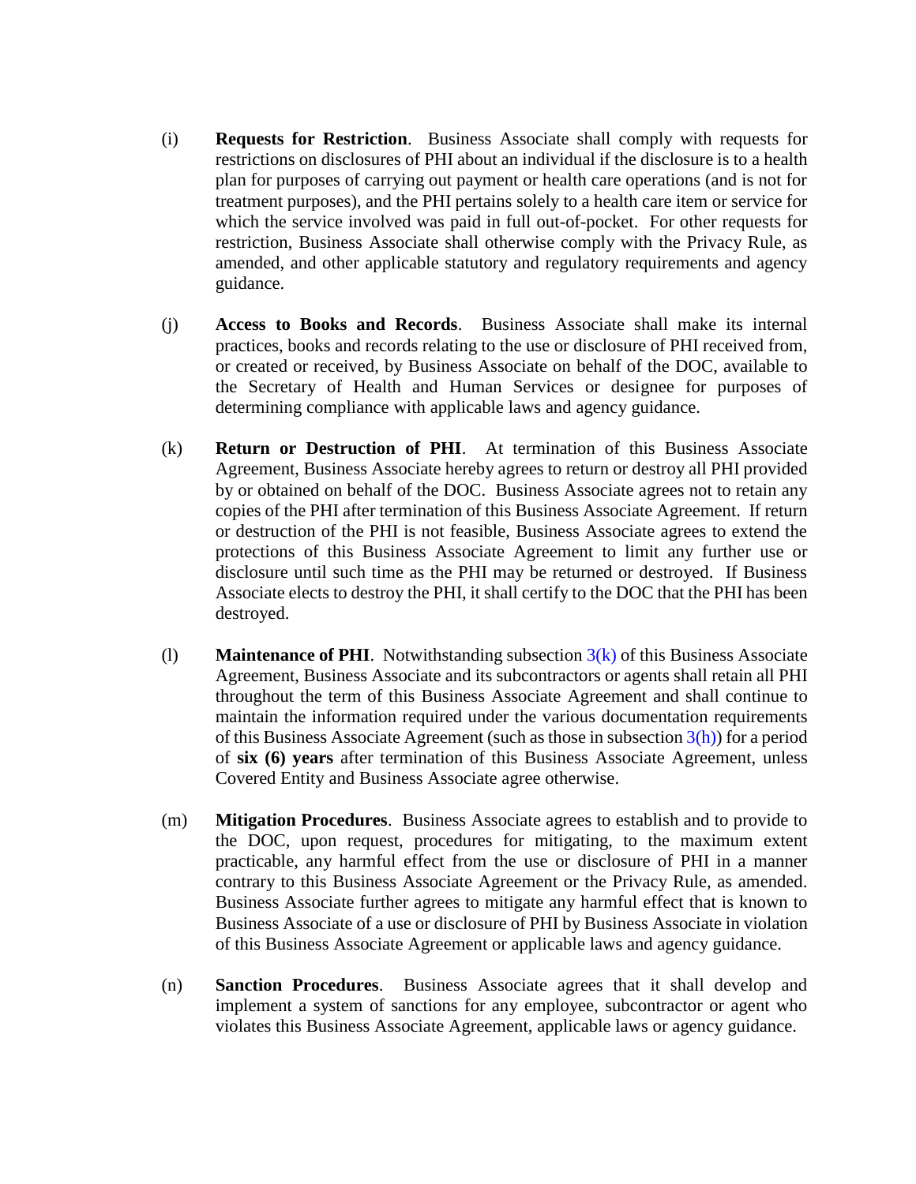(i) **Requests for Restriction**. Business Associate shall comply with requests for restrictions on disclosures of PHI about an individual if the disclosure is to a health plan for purposes of carrying out payment or health care operations (and is not for treatment purposes), and the PHI pertains solely to a health care item or service for which the service involved was paid in full out-of-pocket. For other requests for restriction, Business Associate shall otherwise comply with the Privacy Rule, as amended, and other applicable statutory and regulatory requirements and agency guidance.

(j) **Access to Books and Records**. Business Associate shall make its internal practices, books and records relating to the use or disclosure of PHI received from, or created or received, by Business Associate on behalf of the DOC, available to the Secretary of Health and Human Services or designee for purposes of determining compliance with applicable laws and agency guidance.

(k) **Return or Destruction of PHI**. At termination of this Business Associate Agreement, Business Associate hereby agrees to return or destroy all PHI provided by or obtained on behalf of the DOC. Business Associate agrees not to retain any copies of the PHI after termination of this Business Associate Agreement. If return or destruction of the PHI is not feasible, Business Associate agrees to extend the protections of this Business Associate Agreement to limit any further use or disclosure until such time as the PHI may be returned or destroyed. If Business Associate elects to destroy the PHI, it shall certify to the DOC that the PHI has been destroyed.

(l) **Maintenance of PHI**. Notwithstanding subsection 3(k) of this Business Associate Agreement, Business Associate and its subcontractors or agents shall retain all PHI throughout the term of this Business Associate Agreement and shall continue to maintain the information required under the various documentation requirements of this Business Associate Agreement (such as those in subsection 3(h)) for a period of **six (6) years** after termination of this Business Associate Agreement, unless Covered Entity and Business Associate agree otherwise.

(m) **Mitigation Procedures**. Business Associate agrees to establish and to provide to the DOC, upon request, procedures for mitigating, to the maximum extent practicable, any harmful effect from the use or disclosure of PHI in a manner contrary to this Business Associate Agreement or the Privacy Rule, as amended. Business Associate further agrees to mitigate any harmful effect that is known to Business Associate of a use or disclosure of PHI by Business Associate in violation of this Business Associate Agreement or applicable laws and agency guidance.

(n) **Sanction Procedures**. Business Associate agrees that it shall develop and implement a system of sanctions for any employee, subcontractor or agent who violates this Business Associate Agreement, applicable laws or agency guidance.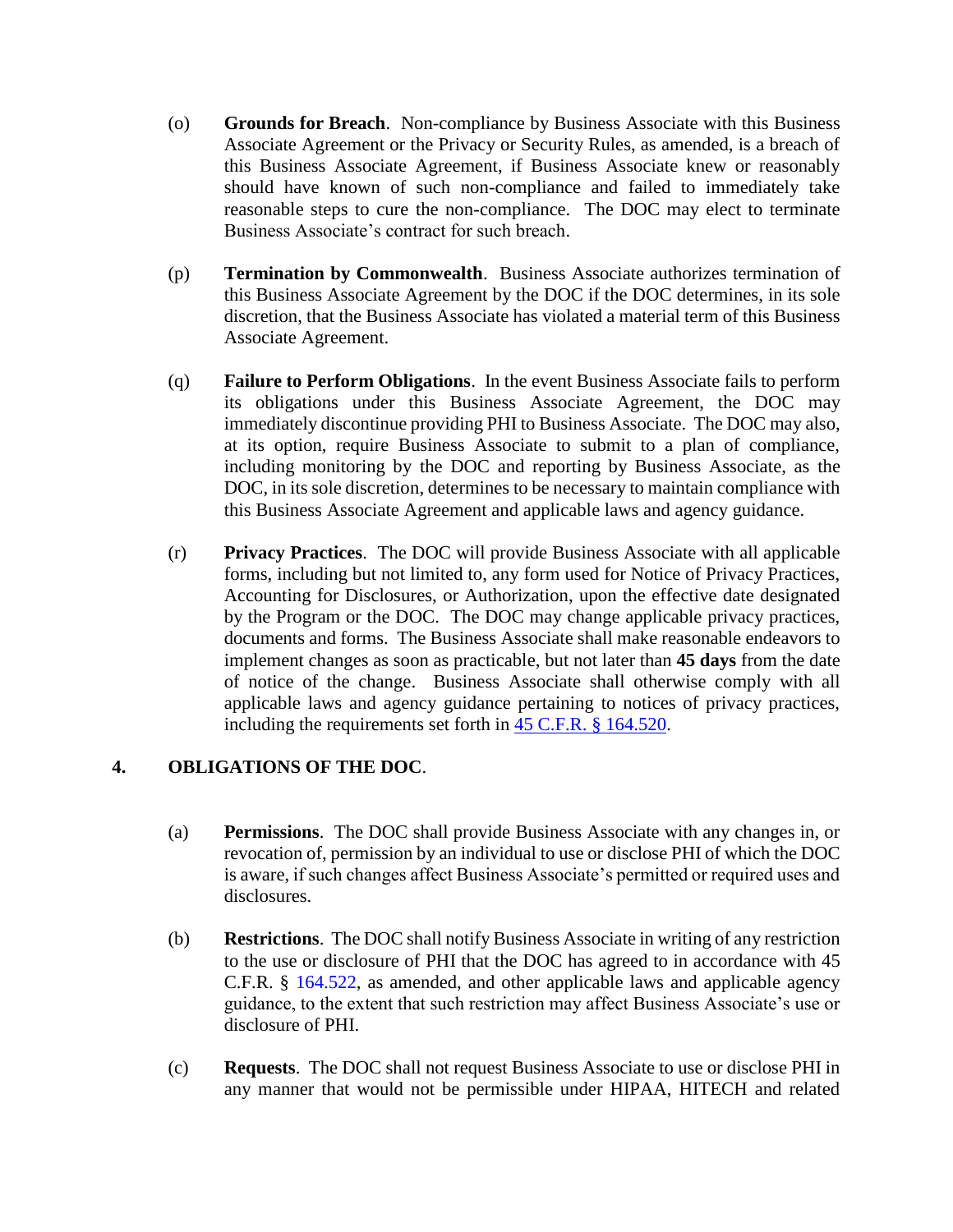(o) **Grounds for Breach**. Non-compliance by Business Associate with this Business Associate Agreement or the Privacy or Security Rules, as amended, is a breach of this Business Associate Agreement, if Business Associate knew or reasonably should have known of such non-compliance and failed to immediately take reasonable steps to cure the non-compliance. The DOC may elect to terminate Business Associate's contract for such breach.

(p) **Termination by Commonwealth**. Business Associate authorizes termination of this Business Associate Agreement by the DOC if the DOC determines, in its sole discretion, that the Business Associate has violated a material term of this Business Associate Agreement.

(q) **Failure to Perform Obligations**. In the event Business Associate fails to perform its obligations under this Business Associate Agreement, the DOC may immediately discontinue providing PHI to Business Associate. The DOC may also, at its option, require Business Associate to submit to a plan of compliance, including monitoring by the DOC and reporting by Business Associate, as the DOC, in its sole discretion, determines to be necessary to maintain compliance with this Business Associate Agreement and applicable laws and agency guidance.

(r) **Privacy Practices**. The DOC will provide Business Associate with all applicable forms, including but not limited to, any form used for Notice of Privacy Practices, Accounting for Disclosures, or Authorization, upon the effective date designated by the Program or the DOC. The DOC may change applicable privacy practices, documents and forms. The Business Associate shall make reasonable endeavors to implement changes as soon as practicable, but not later than **45 days** from the date of notice of the change. Business Associate shall otherwise comply with all applicable laws and agency guidance pertaining to notices of privacy practices, including the requirements set forth in 45 C.F.R. § 164.520.

## 4. OBLIGATIONS OF THE DOC.

(a) **Permissions**. The DOC shall provide Business Associate with any changes in, or revocation of, permission by an individual to use or disclose PHI of which the DOC is aware, if such changes affect Business Associate's permitted or required uses and disclosures.

(b) **Restrictions**. The DOC shall notify Business Associate in writing of any restriction to the use or disclosure of PHI that the DOC has agreed to in accordance with 45 C.F.R. § 164.522, as amended, and other applicable laws and applicable agency guidance, to the extent that such restriction may affect Business Associate's use or disclosure of PHI.

(c) **Requests**. The DOC shall not request Business Associate to use or disclose PHI in any manner that would not be permissible under HIPAA, HITECH and related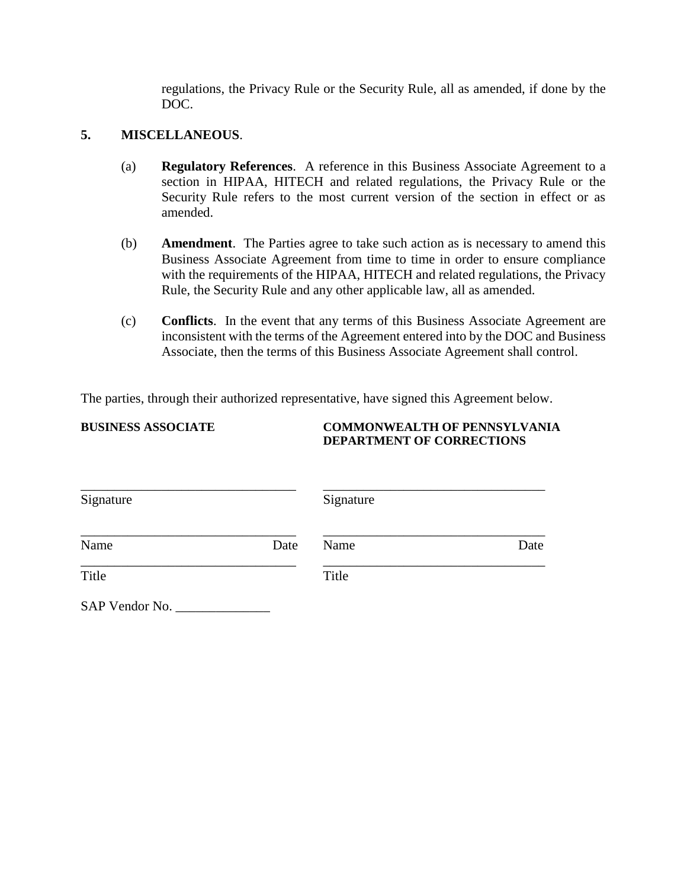regulations, the Privacy Rule or the Security Rule, all as amended, if done by the DOC.

**5. MISCELLANEOUS**.

(a) **Regulatory References**. A reference in this Business Associate Agreement to a section in HIPAA, HITECH and related regulations, the Privacy Rule or the Security Rule refers to the most current version of the section in effect or as amended.

(b) **Amendment**. The Parties agree to take such action as is necessary to amend this Business Associate Agreement from time to time in order to ensure compliance with the requirements of the HIPAA, HITECH and related regulations, the Privacy Rule, the Security Rule and any other applicable law, all as amended.

(c) **Conflicts**. In the event that any terms of this Business Associate Agreement are inconsistent with the terms of the Agreement entered into by the DOC and Business Associate, then the terms of this Business Associate Agreement shall control.

The parties, through their authorized representative, have signed this Agreement below.

| **BUSINESS ASSOCIATE** | **COMMONWEALTH OF PENNSYLVANIA DEPARTMENT OF CORRECTIONS** |
|---|---|
| ________________________________ | ________________________________ |
| Signature | Signature |
| ________________________________ | ________________________________ |
| Name Date | Name Date |
| ________________________________ | ________________________________ |
| Title | Title |

SAP Vendor No. ______________